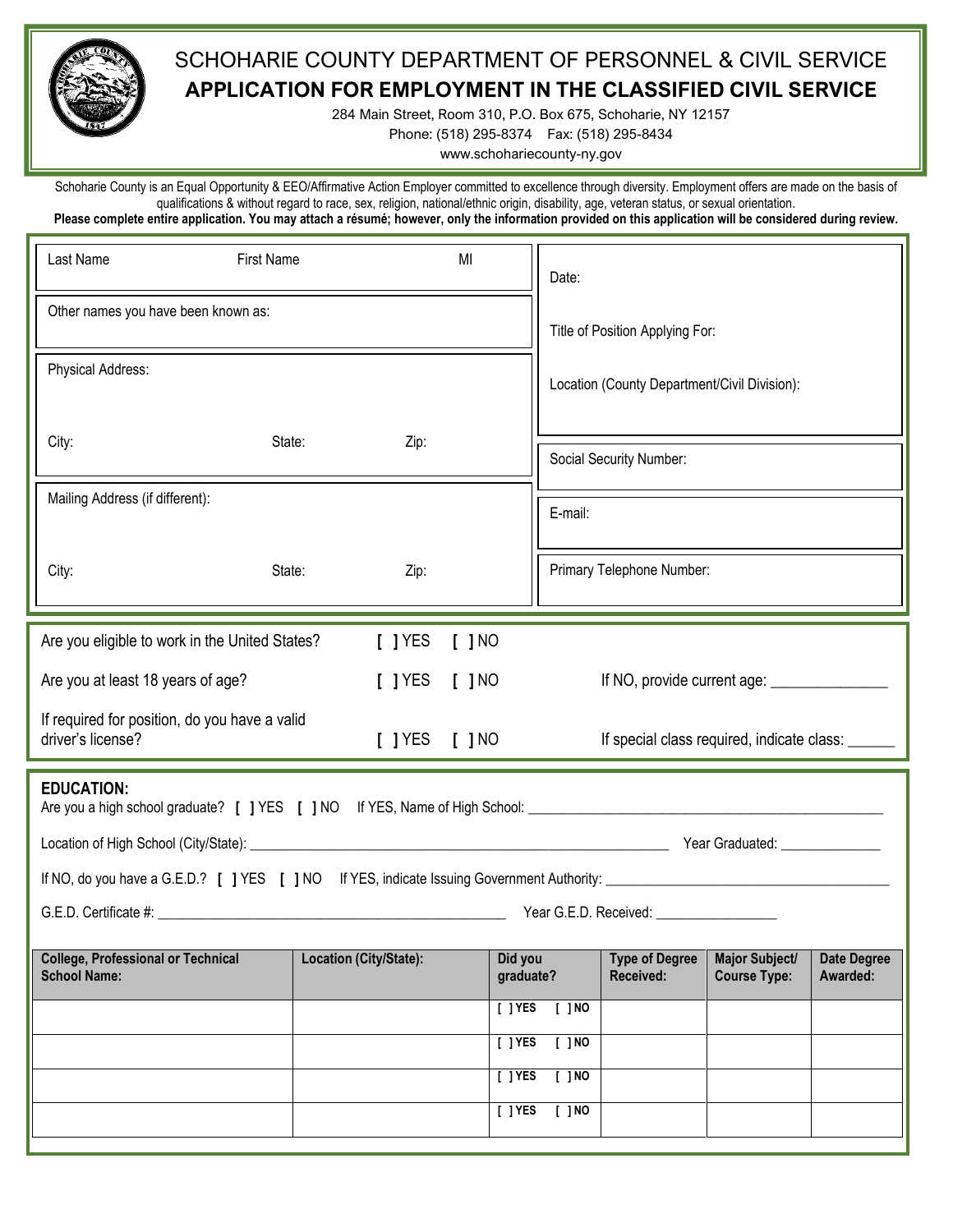# SCHOHARIE COUNTY DEPARTMENT OF PERSONNEL & CIVIL SERVICE

## APPLICATION FOR EMPLOYMENT IN THE CLASSIFIED CIVIL SERVICE

284 Main Street, Room 310, P.O. Box 675, Schoharie, NY 12157

Phone: (518) 295-8374 Fax: (518) 295-8434

www.schohariecounty-ny.gov

Schoharie County is an Equal Opportunity & EEO/Affirmative Action Employer committed to excellence through diversity. Employment offers are made on the basis of qualifications & without regard to race, sex, religion, national/ethnic origin, disability, age, veteran status, or sexual orientation.

**Please complete entire application. You may attach a résumé; however, only the information provided on this application will be considered during review.**

Last Name First Name MI

Date:

Other names you have been known as:

Title of Position Applying For:

Physical Address:

Location (County Department/Civil Division):

City: State: Zip:

Social Security Number:

Mailing Address (if different):

E-mail:

City: State: Zip:

Primary Telephone Number:

Are you eligible to work in the United States? [ ] YES [ ] NO

Are you at least 18 years of age? [ ] YES [ ] NO If NO, provide current age: _______________

If required for position, do you have a valid driver's license? [ ] YES [ ] NO If special class required, indicate class: ______

**EDUCATION:**

Are you a high school graduate? [ ] YES [ ] NO If YES, Name of High School: _______________________________________________

Location of High School (City/State): ___________________________________________________________ Year Graduated: ______________

If NO, do you have a G.E.D.? [ ] YES [ ] NO If YES, indicate Issuing Government Authority: ______________________________________

G.E.D. Certificate #: _________________________________________________ Year G.E.D. Received: _________________

| College, Professional or Technical School Name: | Location (City/State): | Did you graduate? | Type of Degree Received: | Major Subject/ Course Type: | Date Degree Awarded: |
|---|---|---|---|---|---|
| | | [ ] YES [ ] NO | | | |
| | | [ ] YES [ ] NO | | | |
| | | [ ] YES [ ] NO | | | |
| | | [ ] YES [ ] NO | | | |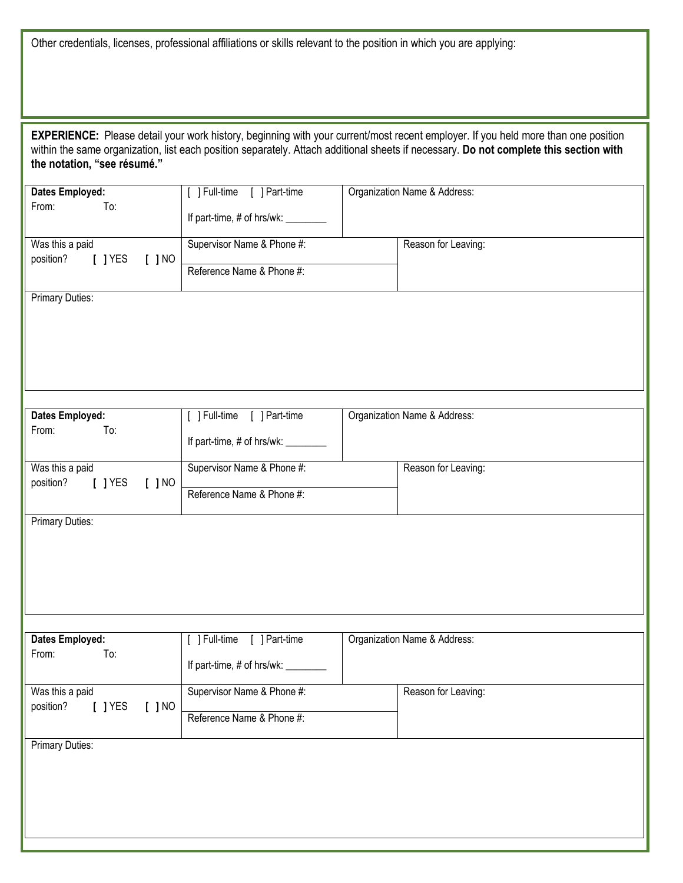Other credentials, licenses, professional affiliations or skills relevant to the position in which you are applying:

**EXPERIENCE:** Please detail your work history, beginning with your current/most recent employer. If you held more than one position within the same organization, list each position separately. Attach additional sheets if necessary. **Do not complete this section with the notation, "see résumé."**

| **Dates Employed:** From: To: | [ ] Full-time [ ] Part-time If part-time, # of hrs/wk: ________ | Organization Name & Address: |
|---|---|---|
| Was this a paid position? **[ ]** YES **[ ]** NO | Supervisor Name & Phone #: Reference Name & Phone #: | Reason for Leaving: |
| Primary Duties: | | |

| **Dates Employed:** From: To: | [ ] Full-time [ ] Part-time If part-time, # of hrs/wk: ________ | Organization Name & Address: |
|---|---|---|
| Was this a paid position? **[ ]** YES **[ ]** NO | Supervisor Name & Phone #: Reference Name & Phone #: | Reason for Leaving: |
| Primary Duties: | | |

| **Dates Employed:** From: To: | [ ] Full-time [ ] Part-time If part-time, # of hrs/wk: ________ | Organization Name & Address: |
|---|---|---|
| Was this a paid position? **[ ]** YES **[ ]** NO | Supervisor Name & Phone #: Reference Name & Phone #: | Reason for Leaving: |
| Primary Duties: | | |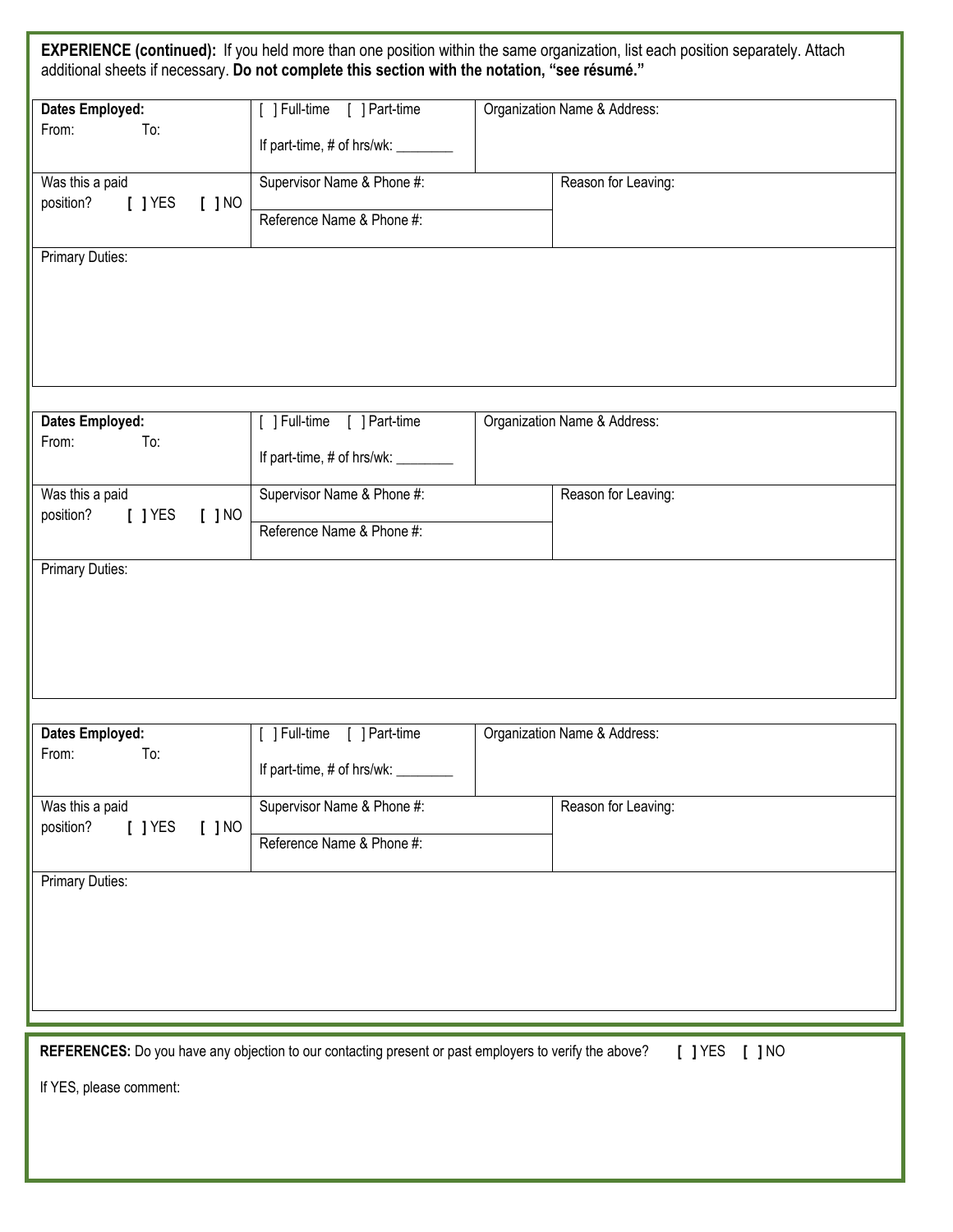**EXPERIENCE (continued):** If you held more than one position within the same organization, list each position separately. Attach additional sheets if necessary. **Do not complete this section with the notation, "see résumé."**

| **Dates Employed:** From: To: | [ ] Full-time [ ] Part-time If part-time, # of hrs/wk: ________ | Organization Name & Address: |
|---|---|---|
| Was this a paid position? **[ ]** YES **[ ]** NO | Supervisor Name & Phone #: Reference Name & Phone #: | Reason for Leaving: |
| Primary Duties: | | |

| **Dates Employed:** From: To: | [ ] Full-time [ ] Part-time If part-time, # of hrs/wk: ________ | Organization Name & Address: |
|---|---|---|
| Was this a paid position? **[ ]** YES **[ ]** NO | Supervisor Name & Phone #: Reference Name & Phone #: | Reason for Leaving: |
| Primary Duties: | | |

| **Dates Employed:** From: To: | [ ] Full-time [ ] Part-time If part-time, # of hrs/wk: ________ | Organization Name & Address: |
|---|---|---|
| Was this a paid position? **[ ]** YES **[ ]** NO | Supervisor Name & Phone #: Reference Name & Phone #: | Reason for Leaving: |
| Primary Duties: | | |

**REFERENCES:** Do you have any objection to our contacting present or past employers to verify the above? **[ ]** YES **[ ]** NO

If YES, please comment: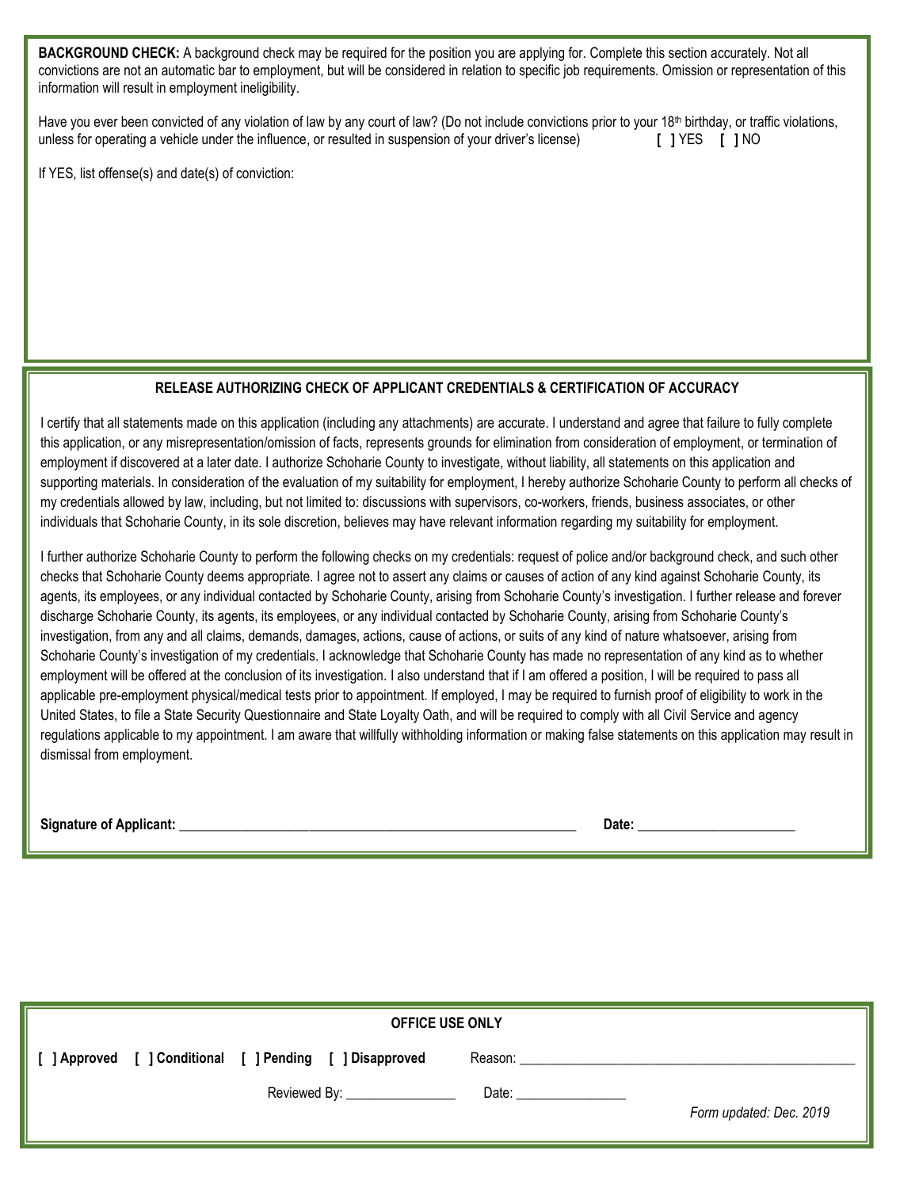**BACKGROUND CHECK:** A background check may be required for the position you are applying for. Complete this section accurately. Not all convictions are not an automatic bar to employment, but will be considered in relation to specific job requirements. Omission or representation of this information will result in employment ineligibility.

Have you ever been convicted of any violation of law by any court of law? (Do not include convictions prior to your 18th birthday, or traffic violations, unless for operating a vehicle under the influence, or resulted in suspension of your driver's license) **[ ]** YES **[ ]** NO

If YES, list offense(s) and date(s) of conviction:

### RELEASE AUTHORIZING CHECK OF APPLICANT CREDENTIALS & CERTIFICATION OF ACCURACY

I certify that all statements made on this application (including any attachments) are accurate. I understand and agree that failure to fully complete this application, or any misrepresentation/omission of facts, represents grounds for elimination from consideration of employment, or termination of employment if discovered at a later date. I authorize Schoharie County to investigate, without liability, all statements on this application and supporting materials. In consideration of the evaluation of my suitability for employment, I hereby authorize Schoharie County to perform all checks of my credentials allowed by law, including, but not limited to: discussions with supervisors, co-workers, friends, business associates, or other individuals that Schoharie County, in its sole discretion, believes may have relevant information regarding my suitability for employment.

I further authorize Schoharie County to perform the following checks on my credentials: request of police and/or background check, and such other checks that Schoharie County deems appropriate. I agree not to assert any claims or causes of action of any kind against Schoharie County, its agents, its employees, or any individual contacted by Schoharie County, arising from Schoharie County's investigation. I further release and forever discharge Schoharie County, its agents, its employees, or any individual contacted by Schoharie County, arising from Schoharie County's investigation, from any and all claims, demands, damages, actions, cause of actions, or suits of any kind of nature whatsoever, arising from Schoharie County's investigation of my credentials. I acknowledge that Schoharie County has made no representation of any kind as to whether employment will be offered at the conclusion of its investigation. I also understand that if I am offered a position, I will be required to pass all applicable pre-employment physical/medical tests prior to appointment. If employed, I may be required to furnish proof of eligibility to work in the United States, to file a State Security Questionnaire and State Loyalty Oath, and will be required to comply with all Civil Service and agency regulations applicable to my appointment. I am aware that willfully withholding information or making false statements on this application may result in dismissal from employment.

**Signature of Applicant:** ____________________________________________ **Date:** ____________________

### OFFICE USE ONLY

**[ ] Approved [ ] Conditional [ ] Pending [ ] Disapproved** Reason: ____________________________________________

Reviewed By: ________________ Date: ________________

*Form updated: Dec. 2019*